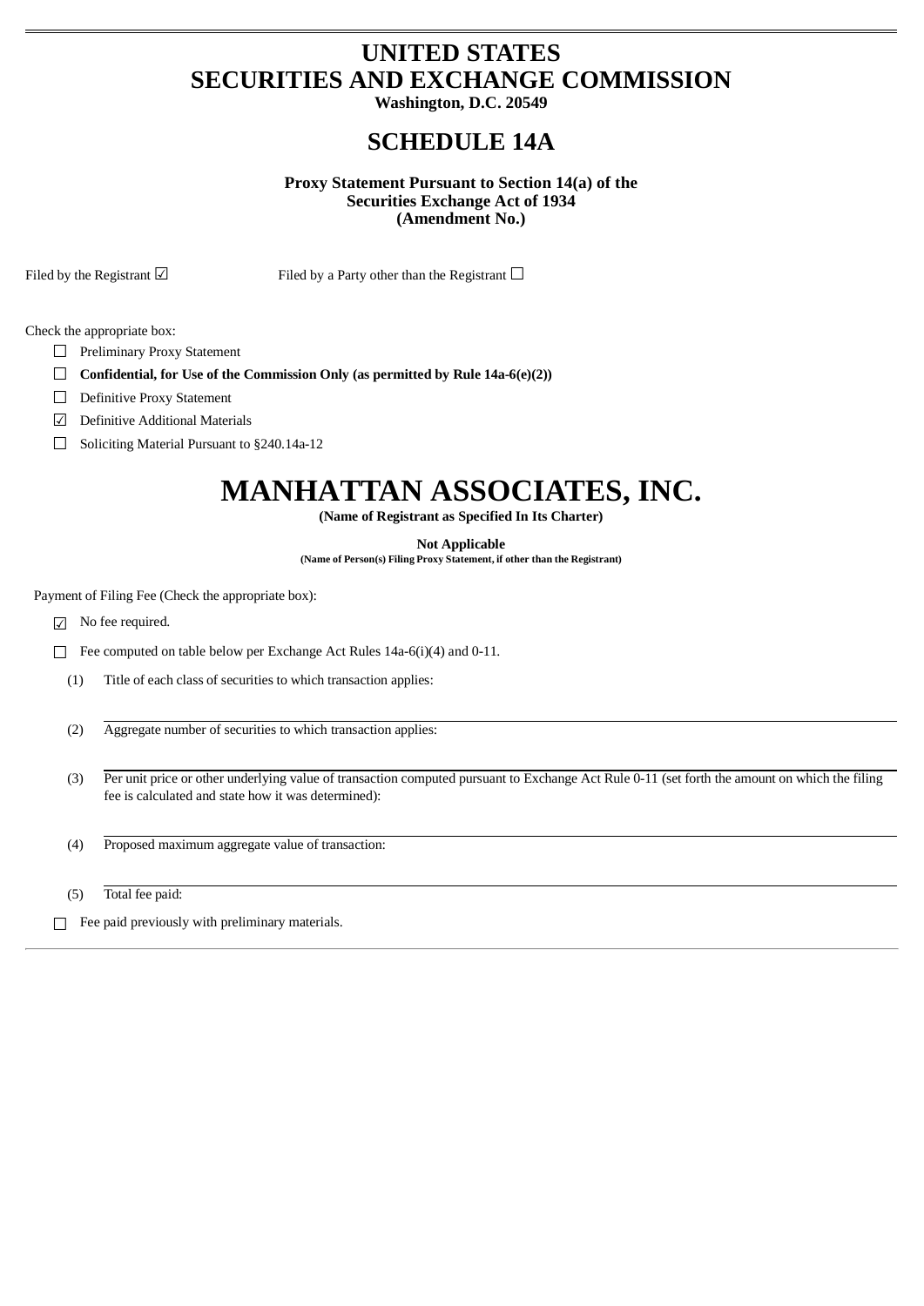# UNITED STATES
# SECURITIES AND EXCHANGE COMMISSION

**Washington, D.C. 20549**

## SCHEDULE 14A

**Proxy Statement Pursuant to Section 14(a) of the Securities Exchange Act of 1934 (Amendment No.)**

Filed by the Registrant ☑ Filed by a Party other than the Registrant ☐

Check the appropriate box:

☐ Preliminary Proxy Statement

☐ **Confidential, for Use of the Commission Only (as permitted by Rule 14a-6(e)(2))**

☐ Definitive Proxy Statement

☑ Definitive Additional Materials

☐ Soliciting Material Pursuant to §240.14a-12

# MANHATTAN ASSOCIATES, INC.

**(Name of Registrant as Specified In Its Charter)**

**Not Applicable**

**(Name of Person(s) Filing Proxy Statement, if other than the Registrant)**

Payment of Filing Fee (Check the appropriate box):

☑ No fee required.

☐ Fee computed on table below per Exchange Act Rules 14a-6(i)(4) and 0-11.

(1) Title of each class of securities to which transaction applies:

(2) Aggregate number of securities to which transaction applies:

(3) Per unit price or other underlying value of transaction computed pursuant to Exchange Act Rule 0-11 (set forth the amount on which the filing fee is calculated and state how it was determined):

(4) Proposed maximum aggregate value of transaction:

(5) Total fee paid:

☐ Fee paid previously with preliminary materials.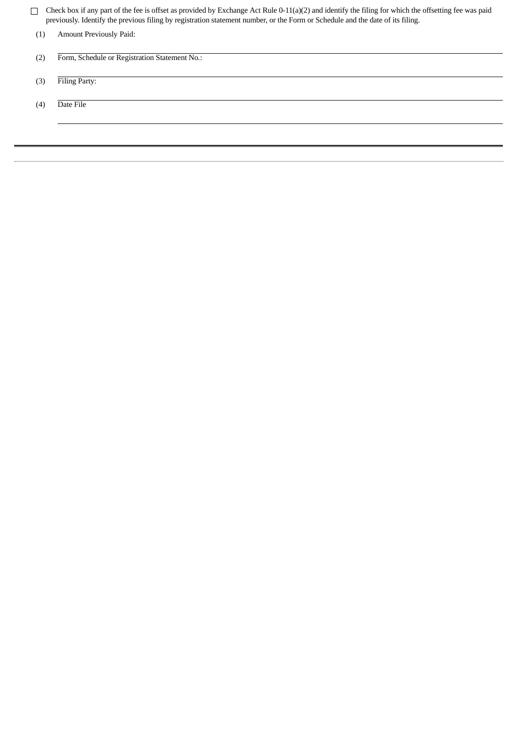☐ Check box if any part of the fee is offset as provided by Exchange Act Rule 0-11(a)(2) and identify the filing for which the offsetting fee was paid previously. Identify the previous filing by registration statement number, or the Form or Schedule and the date of its filing.

(1) Amount Previously Paid:

(2) Form, Schedule or Registration Statement No.:

(3) Filing Party:

(4) Date File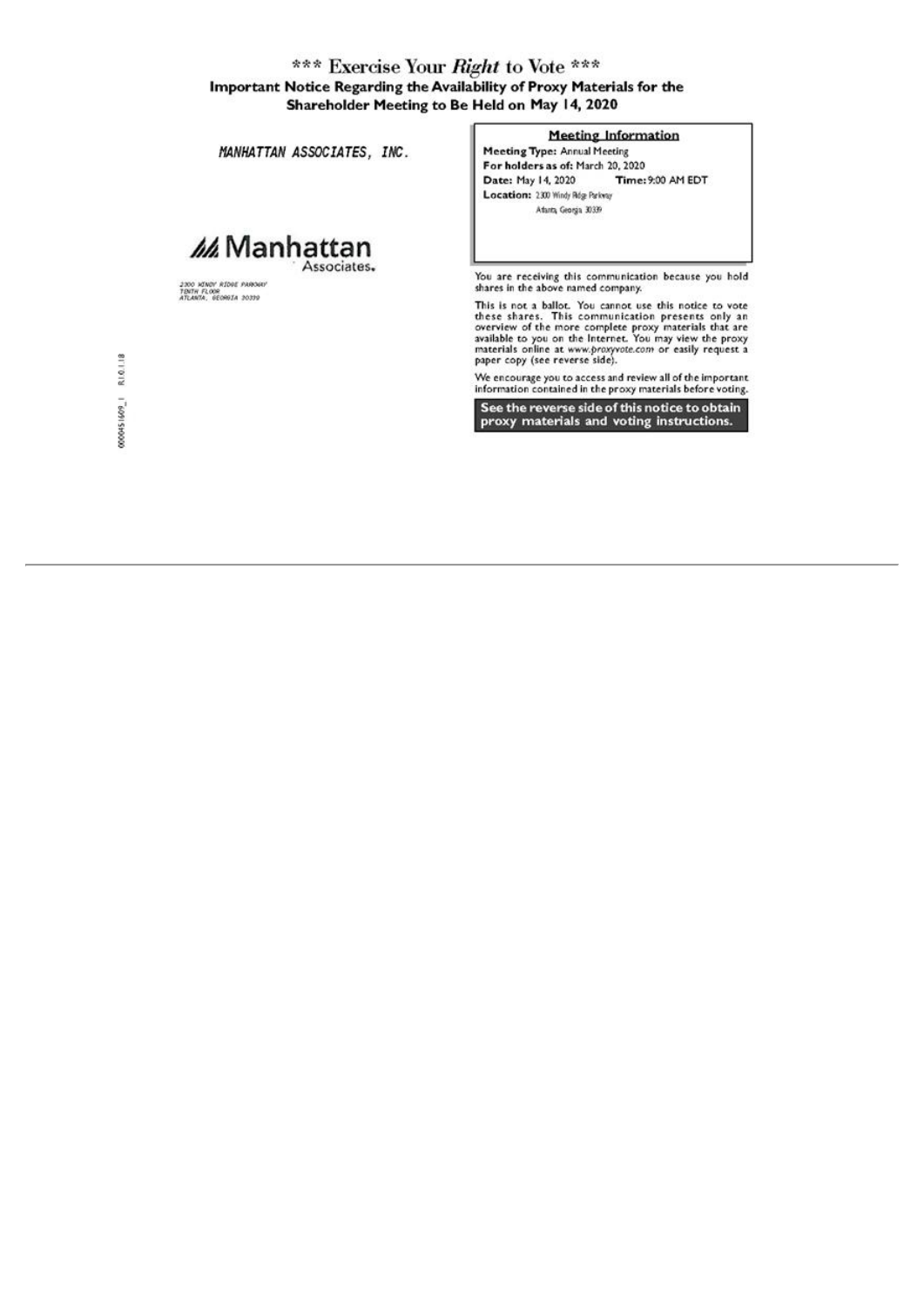# *** Exercise Your *Right* to Vote ***

## Important Notice Regarding the Availability of Proxy Materials for the Shareholder Meeting to Be Held on May 14, 2020

MANHATTAN ASSOCIATES, INC.

Manhattan Associates.

2300 WINDY RIDGE PARKWAY
TENTH FLOOR
ATLANTA, GEORGIA 30339

0000451609_1 R1.0.1.18

**Meeting Information**

**Meeting Type:** Annual Meeting
**For holders as of:** March 20, 2020
**Date:** May 14, 2020 **Time:** 9:00 AM EDT
**Location:** 2300 Windy Ridge Parkway
Atlanta, Georgia 30339

You are receiving this communication because you hold shares in the above named company.

This is not a ballot. You cannot use this notice to vote these shares. This communication presents only an overview of the more complete proxy materials that are available to you on the Internet. You may view the proxy materials online at *www.proxyvote.com* or easily request a paper copy (see reverse side).

We encourage you to access and review all of the important information contained in the proxy materials before voting.

**See the reverse side of this notice to obtain proxy materials and voting instructions.**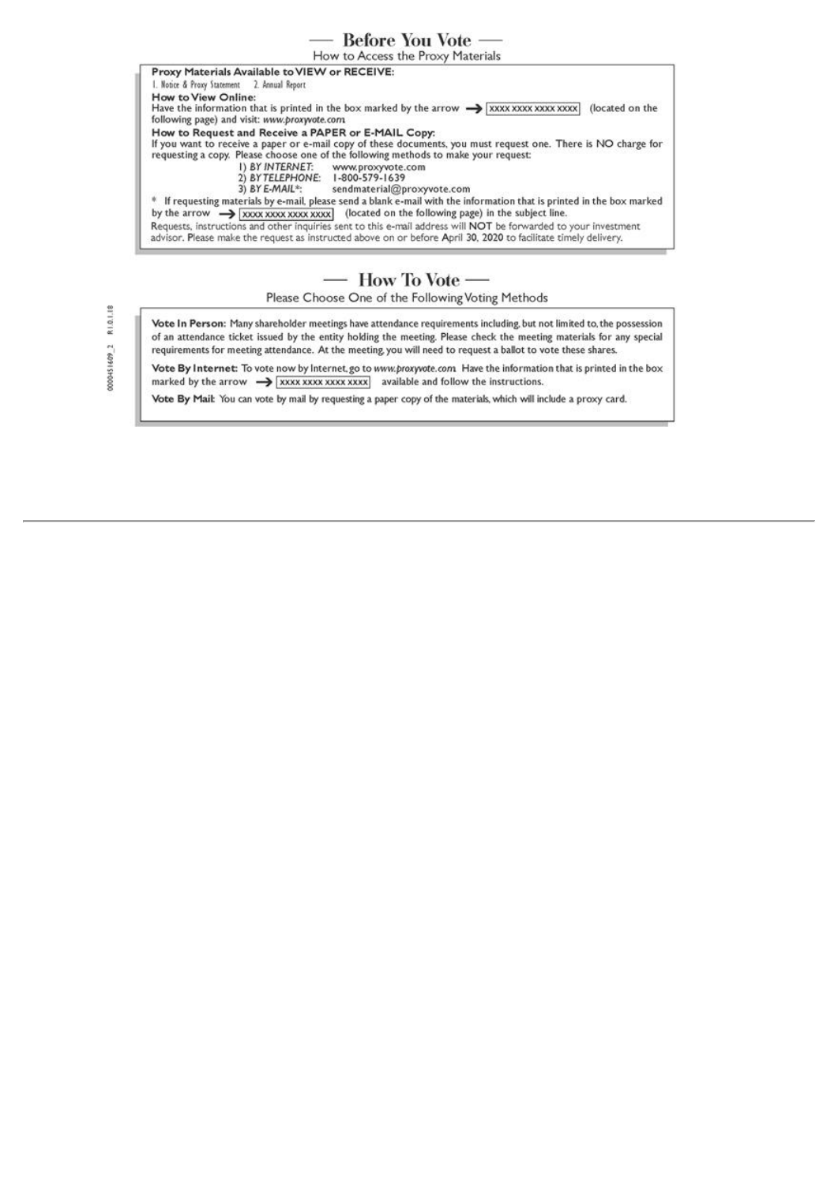## — Before You Vote —

How to Access the Proxy Materials

**Proxy Materials Available to VIEW or RECEIVE:**

1. Notice & Proxy Statement 2. Annual Report

**How to View Online:**

Have the information that is printed in the box marked by the arrow → XXXX XXXX XXXX XXXX (located on the following page) and visit: *www.proxyvote.com.*

**How to Request and Receive a PAPER or E-MAIL Copy:**

If you want to receive a paper or e-mail copy of these documents, you must request one. There is NO charge for requesting a copy. Please choose one of the following methods to make your request:

1) *BY INTERNET*: www.proxyvote.com
2) *BY TELEPHONE*: 1-800-579-1639
3) *BY E-MAIL**: sendmaterial@proxyvote.com

* If requesting materials by e-mail, please send a blank e-mail with the information that is printed in the box marked by the arrow → XXXX XXXX XXXX XXXX (located on the following page) in the subject line.

Requests, instructions and other inquiries sent to this e-mail address will **NOT** be forwarded to your investment advisor. Please make the request as instructed above on or before April 30, 2020 to facilitate timely delivery.

## — How To Vote —

Please Choose One of the Following Voting Methods

**Vote In Person:** Many shareholder meetings have attendance requirements including, but not limited to, the possession of an attendance ticket issued by the entity holding the meeting. Please check the meeting materials for any special requirements for meeting attendance. At the meeting, you will need to request a ballot to vote these shares.

**Vote By Internet:** To vote now by Internet, go to *www.proxyvote.com.* Have the information that is printed in the box marked by the arrow → XXXX XXXX XXXX XXXX available and follow the instructions.

**Vote By Mail:** You can vote by mail by requesting a paper copy of the materials, which will include a proxy card.

0000451609_2 R1.0.1.18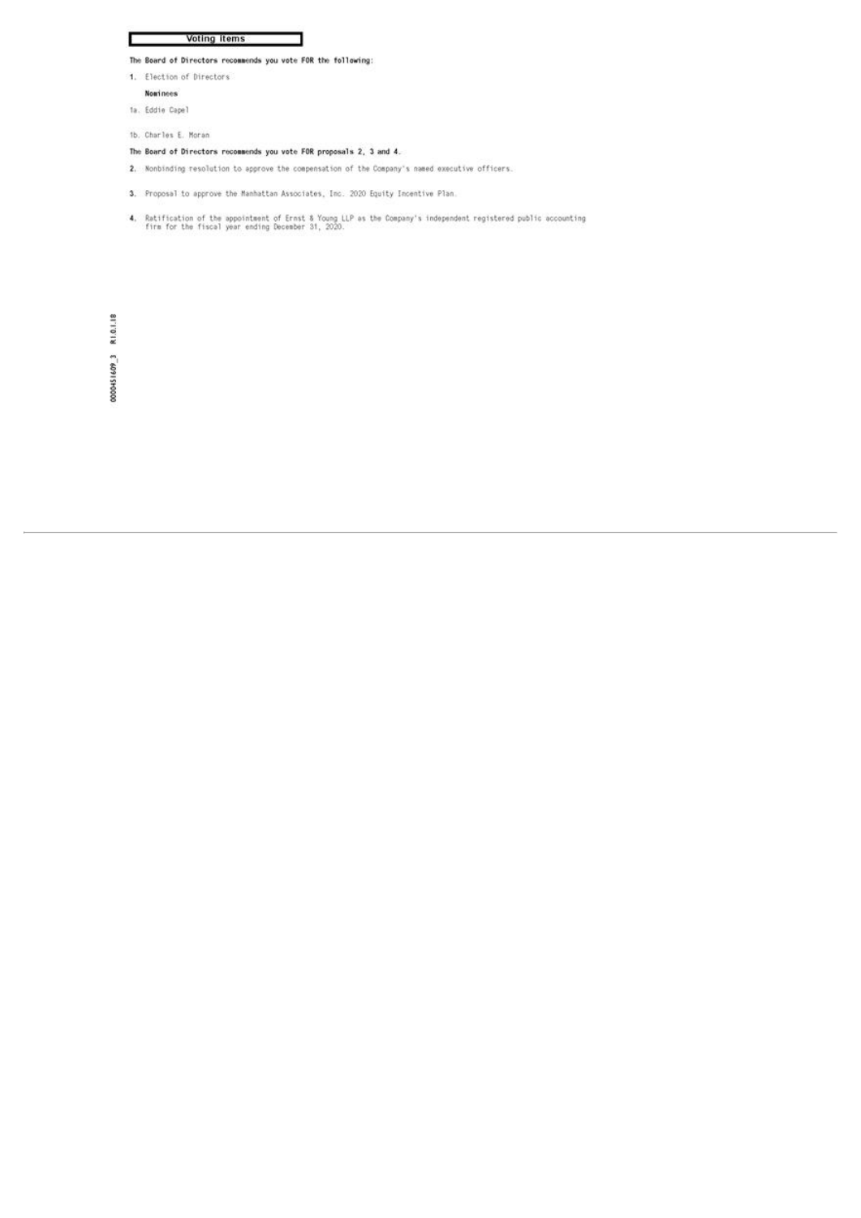## Voting items

**The Board of Directors recommends you vote FOR the following:**

**1.** Election of Directors

**Nominees**

1a. Eddie Capel

1b. Charles E. Moran

**The Board of Directors recommends you vote FOR proposals 2, 3 and 4.**

**2.** Nonbinding resolution to approve the compensation of the Company's named executive officers.

**3.** Proposal to approve the Manhattan Associates, Inc. 2020 Equity Incentive Plan.

**4.** Ratification of the appointment of Ernst & Young LLP as the Company's independent registered public accounting firm for the fiscal year ending December 31, 2020.

0000451609_3 R1.0.1.18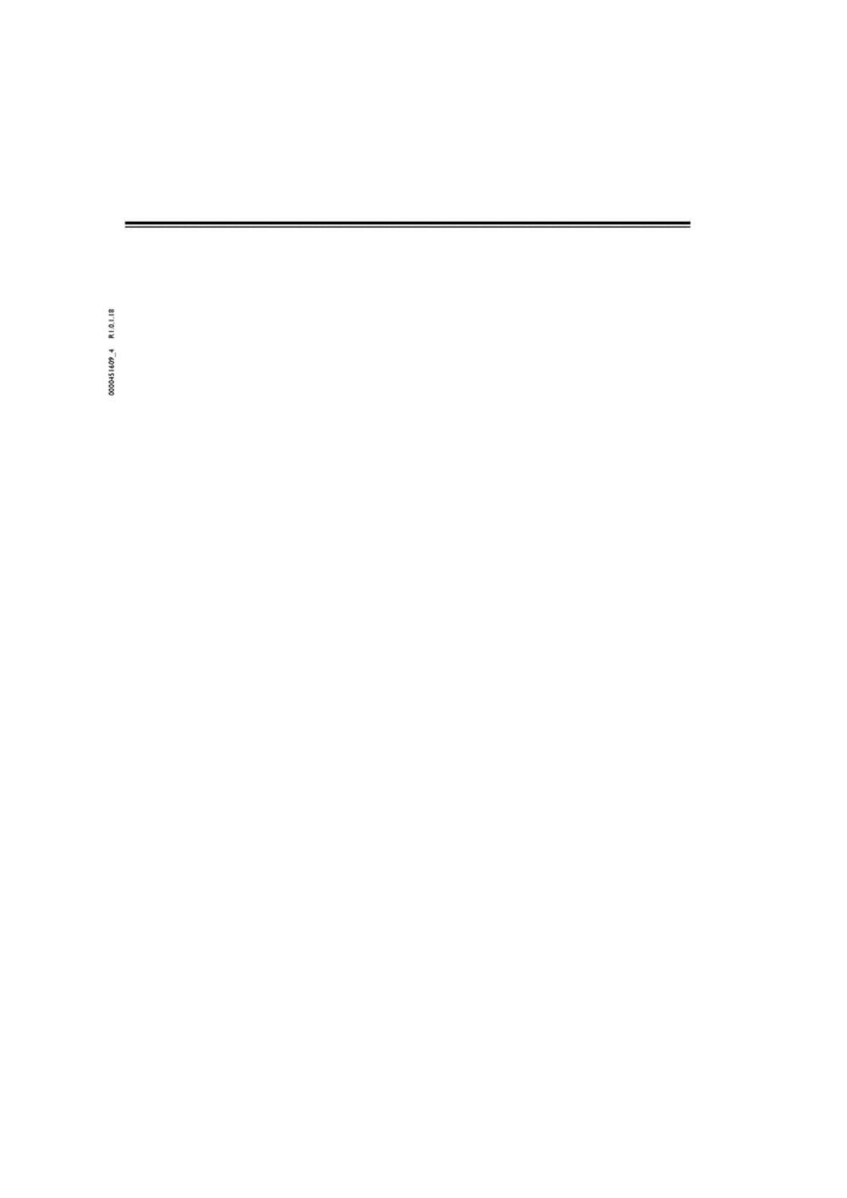0000451609_4 R1.0.1.18